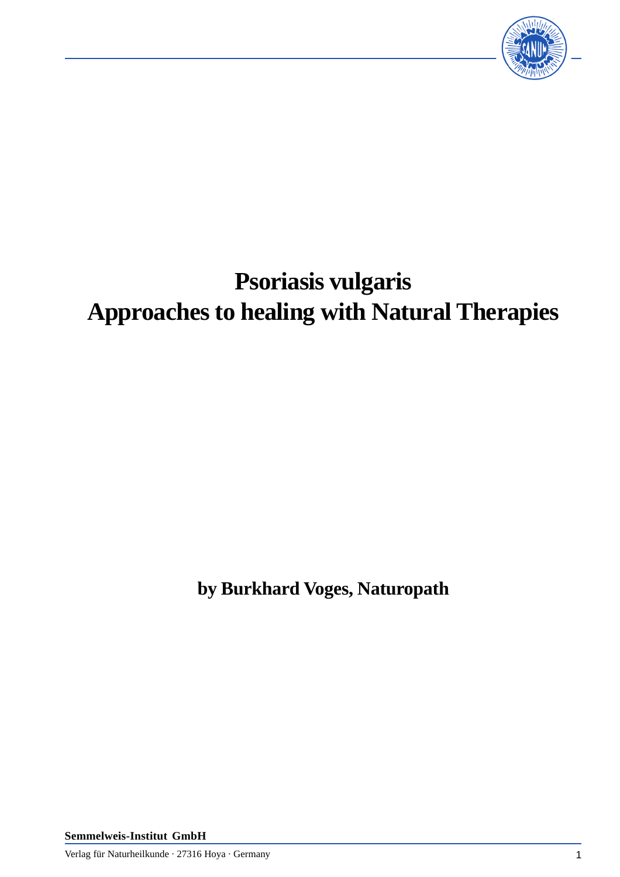# Psoriasis vulgaris
# Approaches to healing with Natural Therapies

**by Burkhard Voges, Naturopath**

**Semmelweis-Institut GmbH**

Verlag für Naturheilkunde · 27316 Hoya · Germany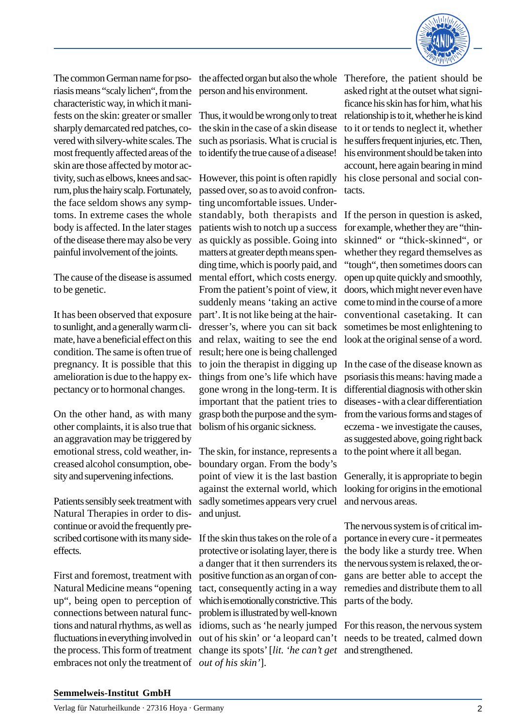The common German name for psoriasis means "scaly lichen", from the characteristic way, in which it manifests on the skin: greater or smaller sharply demarcated red patches, covered with silvery-white scales. The most frequently affected areas of the skin are those affected by motor activity, such as elbows, knees and sacrum, plus the hairy scalp. Fortunately, the face seldom shows any symptoms. In extreme cases the whole body is affected. In the later stages of the disease there may also be very painful involvement of the joints.

The cause of the disease is assumed to be genetic.

It has been observed that exposure to sunlight, and a generally warm climate, have a beneficial effect on this condition. The same is often true of pregnancy. It is possible that this amelioration is due to the happy expectancy or to hormonal changes.

On the other hand, as with many other complaints, it is also true that an aggravation may be triggered by emotional stress, cold weather, increased alcohol consumption, obesity and supervening infections.

Patients sensibly seek treatment with Natural Therapies in order to discontinue or avoid the frequently prescribed cortisone with its many side-effects.

First and foremost, treatment with Natural Medicine means "opening up", being open to perception of connections between natural functions and natural rhythms, as well as fluctuations in everything involved in the process. This form of treatment embraces not only the treatment of the affected organ but also the whole person and his environment.

Thus, it would be wrong only to treat the skin in the case of a skin disease such as psoriasis. What is crucial is to identify the true cause of a disease!

However, this point is often rapidly passed over, so as to avoid confronting uncomfortable issues. Understandably, both therapists and patients wish to notch up a success as quickly as possible. Going into matters at greater depth means spending time, which is poorly paid, and mental effort, which costs energy. From the patient's point of view, it suddenly means 'taking an active part'. It is not like being at the hairdresser's, where you can sit back and relax, waiting to see the end result; here one is being challenged to join the therapist in digging up things from one's life which have gone wrong in the long-term. It is important that the patient tries to grasp both the purpose and the symbolism of his organic sickness.

The skin, for instance, represents a boundary organ. From the body's point of view it is the last bastion against the external world, which sadly sometimes appears very cruel and unjust.

If the skin thus takes on the role of a protective or isolating layer, there is a danger that it then surrenders its positive function as an organ of contact, consequently acting in a way which is emotionally constrictive. This problem is illustrated by well-known idioms, such as 'he nearly jumped out of his skin' or 'a leopard can't change its spots' [*lit. 'he can't get out of his skin'*].

Therefore, the patient should be asked right at the outset what significance his skin has for him, what his relationship is to it, whether he is kind to it or tends to neglect it, whether he suffers frequent injuries, etc. Then, his environment should be taken into account, here again bearing in mind his close personal and social contacts.

If the person in question is asked, for example, whether they are "thin-skinned" or "thick-skinned", or whether they regard themselves as "tough", then sometimes doors can open up quite quickly and smoothly, doors, which might never even have come to mind in the course of a more conventional casetaking. It can sometimes be most enlightening to look at the original sense of a word.

In the case of the disease known as psoriasis this means: having made a differential diagnosis with other skin diseases - with a clear differentiation from the various forms and stages of eczema - we investigate the causes, as suggested above, going right back to the point where it all began.

Generally, it is appropriate to begin looking for origins in the emotional and nervous areas.

The nervous system is of critical importance in every cure - it permeates the body like a sturdy tree. When the nervous system is relaxed, the organs are better able to accept the remedies and distribute them to all parts of the body.

For this reason, the nervous system needs to be treated, calmed down and strengthened.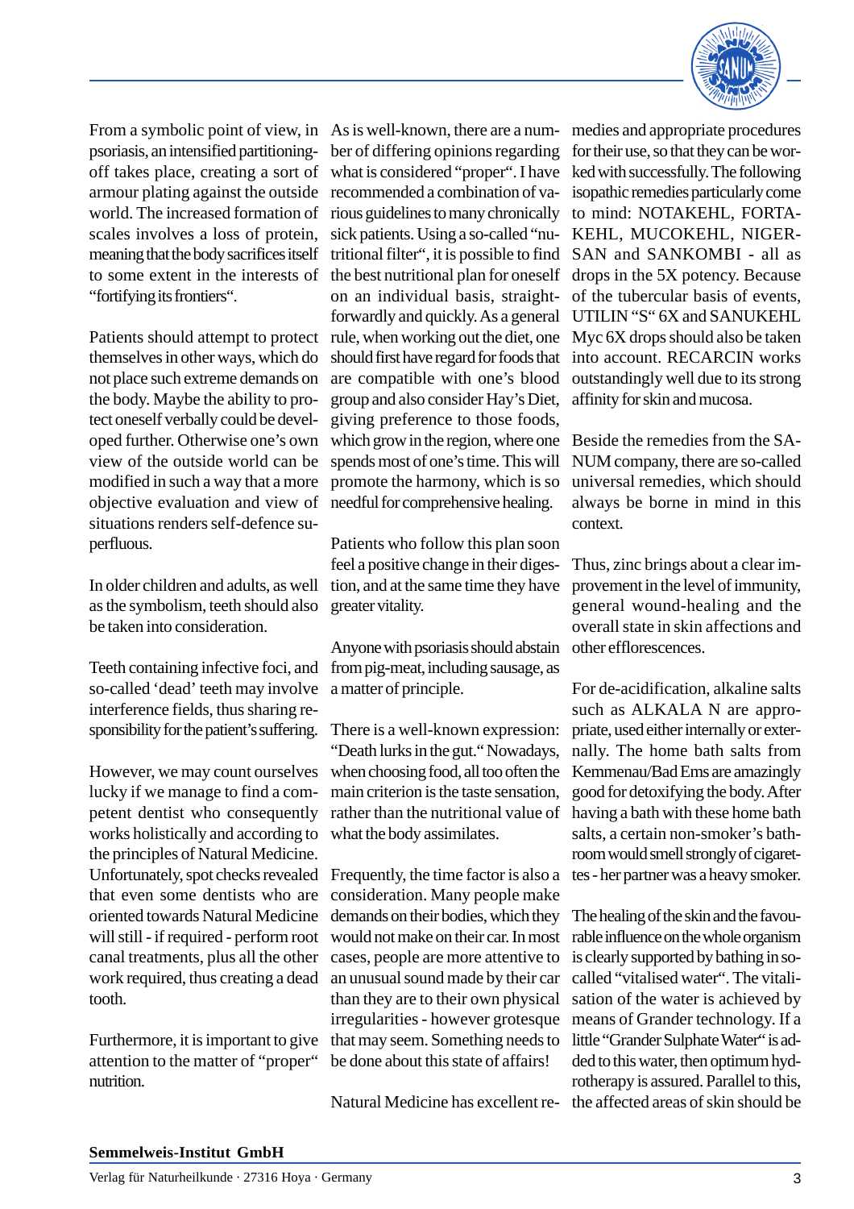From a symbolic point of view, in psoriasis, an intensified partitioning-off takes place, creating a sort of armour plating against the outside world. The increased formation of scales involves a loss of protein, meaning that the body sacrifices itself to some extent in the interests of "fortifying its frontiers".

Patients should attempt to protect themselves in other ways, which do not place such extreme demands on the body. Maybe the ability to protect oneself verbally could be developed further. Otherwise one's own view of the outside world can be modified in such a way that a more objective evaluation and view of situations renders self-defence superfluous.

In older children and adults, as well as the symbolism, teeth should also be taken into consideration.

Teeth containing infective foci, and so-called 'dead' teeth may involve interference fields, thus sharing responsibility for the patient's suffering.

However, we may count ourselves lucky if we manage to find a competent dentist who consequently works holistically and according to the principles of Natural Medicine. Unfortunately, spot checks revealed that even some dentists who are oriented towards Natural Medicine will still - if required - perform root canal treatments, plus all the other work required, thus creating a dead tooth.

Furthermore, it is important to give attention to the matter of "proper" nutrition.

As is well-known, there are a number of differing opinions regarding what is considered "proper". I have recommended a combination of various guidelines to many chronically sick patients. Using a so-called "nutritional filter", it is possible to find the best nutritional plan for oneself on an individual basis, straightforwardly and quickly. As a general rule, when working out the diet, one should first have regard for foods that are compatible with one's blood group and also consider Hay's Diet, giving preference to those foods, which grow in the region, where one spends most of one's time. This will promote the harmony, which is so needful for comprehensive healing.

Patients who follow this plan soon feel a positive change in their digestion, and at the same time they have greater vitality.

Anyone with psoriasis should abstain from pig-meat, including sausage, as a matter of principle.

There is a well-known expression: "Death lurks in the gut." Nowadays, when choosing food, all too often the main criterion is the taste sensation, rather than the nutritional value of what the body assimilates.

Frequently, the time factor is also a consideration. Many people make demands on their bodies, which they would not make on their car. In most cases, people are more attentive to an unusual sound made by their car than they are to their own physical irregularities - however grotesque that may seem. Something needs to be done about this state of affairs!

Natural Medicine has excellent remedies and appropriate procedures for their use, so that they can be worked with successfully. The following isopathic remedies particularly come to mind: NOTAKEHL, FORTAKEHL, MUCOKEHL, NIGERSAN and SANKOMBI - all as drops in the 5X potency. Because of the tubercular basis of events, UTILIN "S" 6X and SANUKEHL Myc 6X drops should also be taken into account. RECARCIN works outstandingly well due to its strong affinity for skin and mucosa.

Beside the remedies from the SANUM company, there are so-called universal remedies, which should always be borne in mind in this context.

Thus, zinc brings about a clear improvement in the level of immunity, general wound-healing and the overall state in skin affections and other efflorescences.

For de-acidification, alkaline salts such as ALKALA N are appropriate, used either internally or externally. The home bath salts from Kemmenau/Bad Ems are amazingly good for detoxifying the body. After having a bath with these home bath salts, a certain non-smoker's bathroom would smell strongly of cigarettes - her partner was a heavy smoker.

The healing of the skin and the favourable influence on the whole organism is clearly supported by bathing in so-called "vitalised water". The vitalisation of the water is achieved by means of Grander technology. If a little "Grander Sulphate Water" is added to this water, then optimum hydrotherapy is assured. Parallel to this, the affected areas of skin should be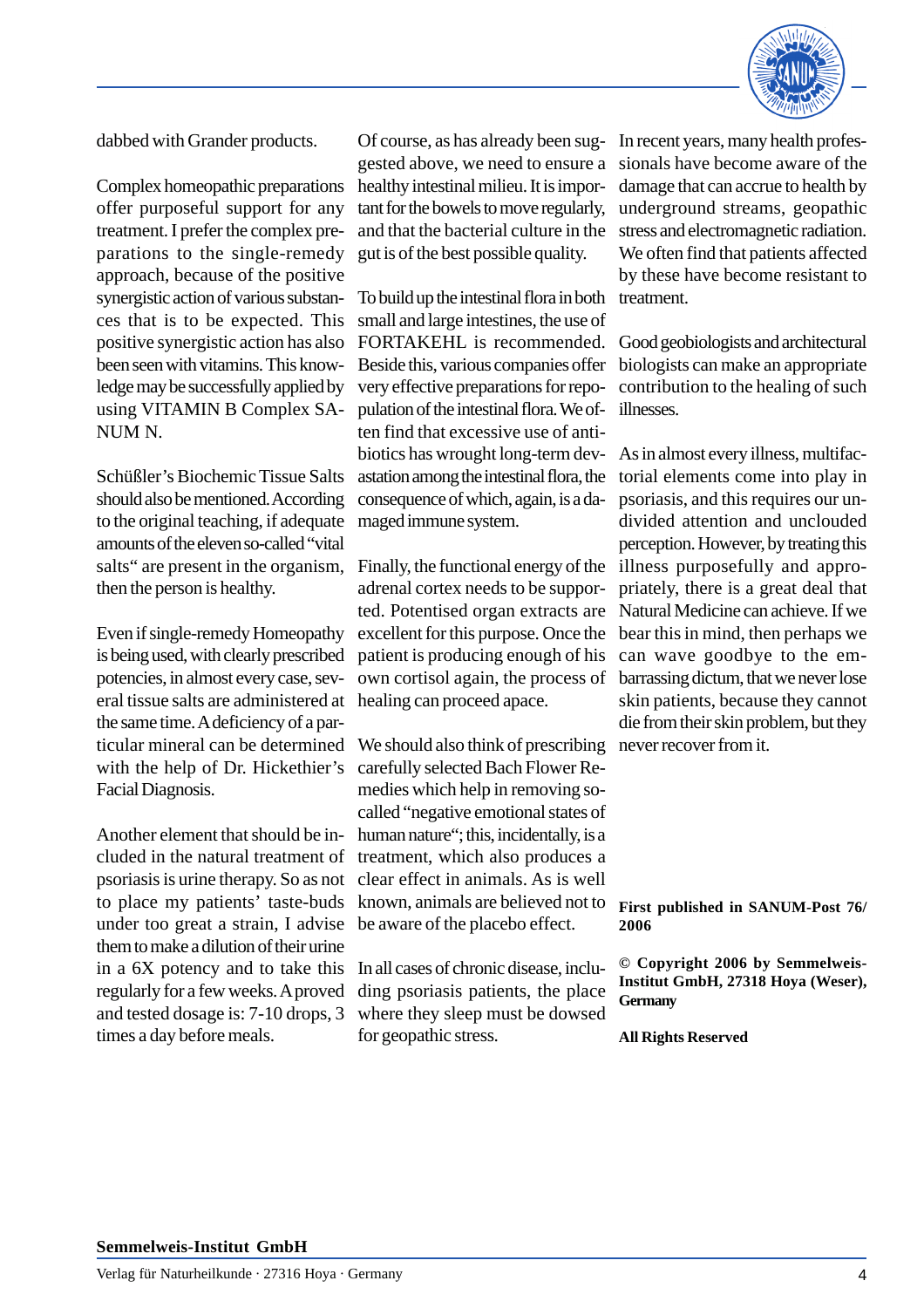dabbed with Grander products.

Complex homeopathic preparations offer purposeful support for any treatment. I prefer the complex preparations to the single-remedy approach, because of the positive synergistic action of various substances that is to be expected. This positive synergistic action has also been seen with vitamins. This knowledge may be successfully applied by using VITAMIN B Complex SANUM N.

Schüßler's Biochemic Tissue Salts should also be mentioned. According to the original teaching, if adequate amounts of the eleven so-called "vital salts" are present in the organism, then the person is healthy.

Even if single-remedy Homeopathy is being used, with clearly prescribed potencies, in almost every case, several tissue salts are administered at the same time. A deficiency of a particular mineral can be determined with the help of Dr. Hickethier's Facial Diagnosis.

Another element that should be included in the natural treatment of psoriasis is urine therapy. So as not to place my patients' taste-buds under too great a strain, I advise them to make a dilution of their urine in a 6X potency and to take this regularly for a few weeks. A proved and tested dosage is: 7-10 drops, 3 times a day before meals.

Of course, as has already been suggested above, we need to ensure a healthy intestinal milieu. It is important for the bowels to move regularly, and that the bacterial culture in the gut is of the best possible quality.

To build up the intestinal flora in both small and large intestines, the use of FORTAKEHL is recommended. Beside this, various companies offer very effective preparations for repopulation of the intestinal flora. We often find that excessive use of antibiotics has wrought long-term devastation among the intestinal flora, the consequence of which, again, is a damaged immune system.

Finally, the functional energy of the adrenal cortex needs to be supported. Potentised organ extracts are excellent for this purpose. Once the patient is producing enough of his own cortisol again, the process of healing can proceed apace.

We should also think of prescribing carefully selected Bach Flower Remedies which help in removing so-called "negative emotional states of human nature"; this, incidentally, is a treatment, which also produces a clear effect in animals. As is well known, animals are believed not to be aware of the placebo effect.

In all cases of chronic disease, including psoriasis patients, the place where they sleep must be dowsed for geopathic stress.

In recent years, many health professionals have become aware of the damage that can accrue to health by underground streams, geopathic stress and electromagnetic radiation. We often find that patients affected by these have become resistant to treatment.

Good geobiologists and architectural biologists can make an appropriate contribution to the healing of such illnesses.

As in almost every illness, multifactorial elements come into play in psoriasis, and this requires our undivided attention and unclouded perception. However, by treating this illness purposefully and appropriately, there is a great deal that Natural Medicine can achieve. If we bear this in mind, then perhaps we can wave goodbye to the embarrassing dictum, that we never lose skin patients, because they cannot die from their skin problem, but they never recover from it.

**First published in SANUM-Post 76/2006**

**© Copyright 2006 by Semmelweis-Institut GmbH, 27318 Hoya (Weser), Germany**

**All Rights Reserved**

**Semmelweis-Institut GmbH**

Verlag für Naturheilkunde · 27316 Hoya · Germany